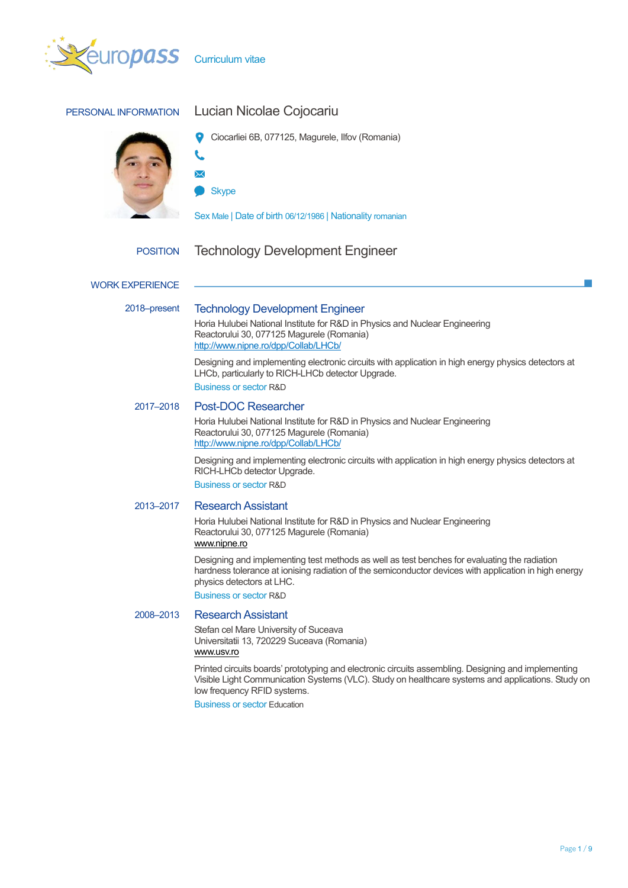Curriculum vitae

## PERSONAL INFORMATION

# Lucian Nicolae Cojocariu

Ciocarliei 6B, 077125, Magurele, Ilfov (Romania)

Skype

Sex Male | Date of birth 06/12/1986 | Nationality romanian

## POSITION

Technology Development Engineer

## WORK EXPERIENCE

**2018–present**

### Technology Development Engineer

Horia Hulubei National Institute for R&D in Physics and Nuclear Engineering
Reactorului 30, 077125 Magurele (Romania)
http://www.nipne.ro/dpp/Collab/LHCb/

Designing and implementing electronic circuits with application in high energy physics detectors at LHCb, particularly to RICH-LHCb detector Upgrade.

Business or sector R&D

**2017–2018**

### Post-DOC Researcher

Horia Hulubei National Institute for R&D in Physics and Nuclear Engineering
Reactorului 30, 077125 Magurele (Romania)
http://www.nipne.ro/dpp/Collab/LHCb/

Designing and implementing electronic circuits with application in high energy physics detectors at RICH-LHCb detector Upgrade.

Business or sector R&D

**2013–2017**

### Research Assistant

Horia Hulubei National Institute for R&D in Physics and Nuclear Engineering
Reactorului 30, 077125 Magurele (Romania)
www.nipne.ro

Designing and implementing test methods as well as test benches for evaluating the radiation hardness tolerance at ionising radiation of the semiconductor devices with application in high energy physics detectors at LHC.

Business or sector R&D

**2008–2013**

### Research Assistant

Stefan cel Mare University of Suceava
Universitatii 13, 720229 Suceava (Romania)
www.usv.ro

Printed circuits boards' prototyping and electronic circuits assembling. Designing and implementing Visible Light Communication Systems (VLC). Study on healthcare systems and applications. Study on low frequency RFID systems.

Business or sector Education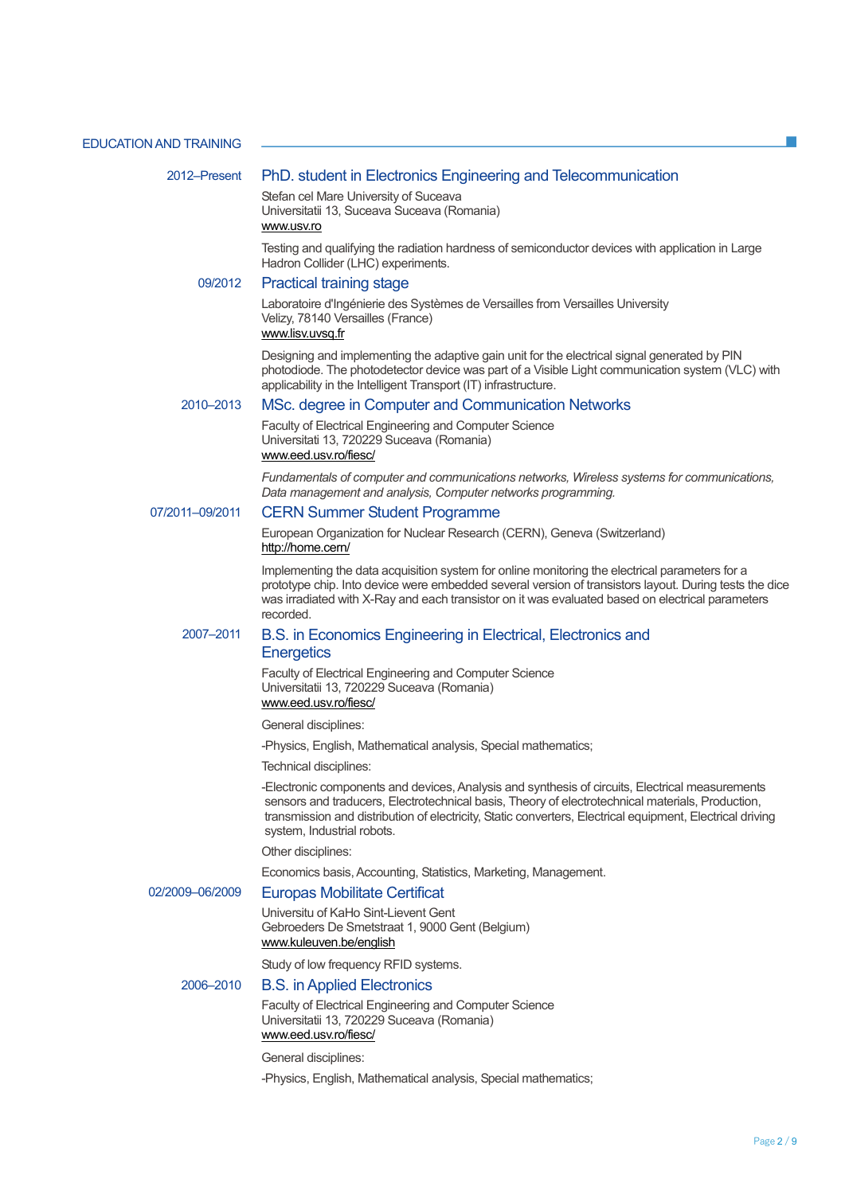## EDUCATION AND TRAINING

**2012–Present**

### PhD. student in Electronics Engineering and Telecommunication

Stefan cel Mare University of Suceava
Universitatii 13, Suceava Suceava (Romania)
www.usv.ro

Testing and qualifying the radiation hardness of semiconductor devices with application in Large Hadron Collider (LHC) experiments.

**09/2012**

### Practical training stage

Laboratoire d'Ingénierie des Systèmes de Versailles from Versailles University
Velizy, 78140 Versailles (France)
www.lisv.uvsq.fr

Designing and implementing the adaptive gain unit for the electrical signal generated by PIN photodiode. The photodetector device was part of a Visible Light communication system (VLC) with applicability in the Intelligent Transport (IT) infrastructure.

**2010–2013**

### MSc. degree in Computer and Communication Networks

Faculty of Electrical Engineering and Computer Science
Universitati 13, 720229 Suceava (Romania)
www.eed.usv.ro/fiesc/

*Fundamentals of computer and communications networks, Wireless systems for communications, Data management and analysis, Computer networks programming.*

**07/2011–09/2011**

### CERN Summer Student Programme

European Organization for Nuclear Research (CERN), Geneva (Switzerland)
http://home.cern/

Implementing the data acquisition system for online monitoring the electrical parameters for a prototype chip. Into device were embedded several version of transistors layout. During tests the dice was irradiated with X-Ray and each transistor on it was evaluated based on electrical parameters recorded.

**2007–2011**

### B.S. in Economics Engineering in Electrical, Electronics and Energetics

Faculty of Electrical Engineering and Computer Science
Universitatii 13, 720229 Suceava (Romania)
www.eed.usv.ro/fiesc/

General disciplines:

-Physics, English, Mathematical analysis, Special mathematics;

Technical disciplines:

-Electronic components and devices, Analysis and synthesis of circuits, Electrical measurements sensors and traducers, Electrotechnical basis, Theory of electrotechnical materials, Production, transmission and distribution of electricity, Static converters, Electrical equipment, Electrical driving system, Industrial robots.

Other disciplines:

Economics basis, Accounting, Statistics, Marketing, Management.

**02/2009–06/2009**

### Europas Mobilitate Certificat

Universitu of KaHo Sint-Lievent Gent
Gebroeders De Smetstraat 1, 9000 Gent (Belgium)
www.kuleuven.be/english

Study of low frequency RFID systems.

**2006–2010**

### B.S. in Applied Electronics

Faculty of Electrical Engineering and Computer Science
Universitatii 13, 720229 Suceava (Romania)
www.eed.usv.ro/fiesc/

General disciplines:

-Physics, English, Mathematical analysis, Special mathematics;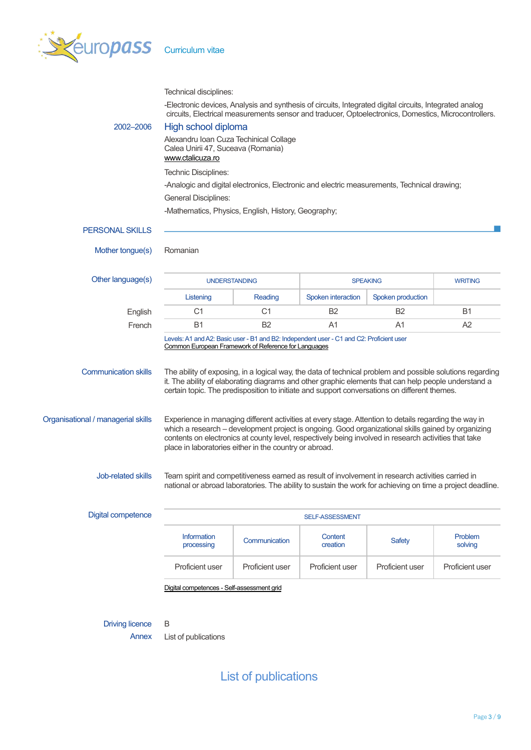Technical disciplines:

-Electronic devices, Analysis and synthesis of circuits, Integrated digital circuits, Integrated analog circuits, Electrical measurements sensor and traducer, Optoelectronics, Domestics, Microcontrollers.

2002–2006

## High school diploma

Alexandru Ioan Cuza Techinical Collage
Calea Unirii 47, Suceava (Romania)
www.ctalicuza.ro

Technic Disciplines:

-Analogic and digital electronics, Electronic and electric measurements, Technical drawing;

General Disciplines:

-Mathematics, Physics, English, History, Geography;

## PERSONAL SKILLS

Mother tongue(s): Romanian

Other language(s)

| | UNDERSTANDING | | SPEAKING | | WRITING |
|---|---|---|---|---|---|
| | Listening | Reading | Spoken interaction | Spoken production | |
| English | C1 | C1 | B2 | B2 | B1 |
| French | B1 | B2 | A1 | A1 | A2 |

Levels: A1 and A2: Basic user - B1 and B2: Independent user - C1 and C2: Proficient user
Common European Framework of Reference for Languages

Communication skills

The ability of exposing, in a logical way, the data of technical problem and possible solutions regarding it. The ability of elaborating diagrams and other graphic elements that can help people understand a certain topic. The predisposition to initiate and support conversations on different themes.

Organisational / managerial skills

Experience in managing different activities at every stage. Attention to details regarding the way in which a research – development project is ongoing. Good organizational skills gained by organizing contents on electronics at county level, respectively being involved in research activities that take place in laboratories either in the country or abroad.

Job-related skills

Team spirit and competitiveness earned as result of involvement in research activities carried in national or abroad laboratories. The ability to sustain the work for achieving on time a project deadline.

Digital competence

| SELF-ASSESSMENT | | | | |
|---|---|---|---|---|
| Information processing | Communication | Content creation | Safety | Problem solving |
| Proficient user | Proficient user | Proficient user | Proficient user | Proficient user |

Digital competences - Self-assessment grid

Driving licence: B

Annex: List of publications

# List of publications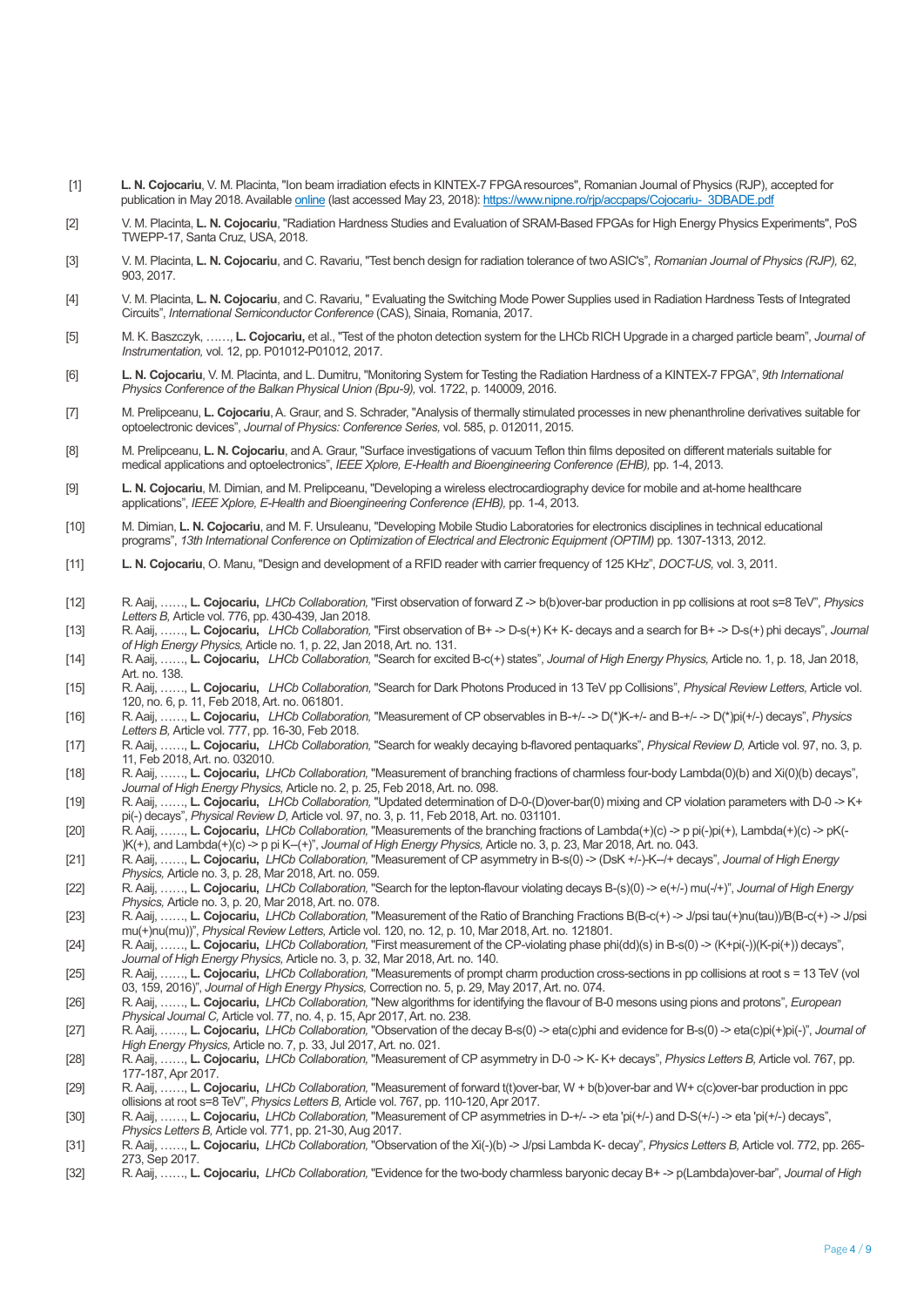[1] **L. N. Cojocariu**, V. M. Placinta, "Ion beam irradiation efects in KINTEX-7 FPGA resources", Romanian Journal of Physics (RJP), accepted for publication in May 2018. Available online (last accessed May 23, 2018): https://www.nipne.ro/rjp/accpaps/Cojocariu-_3DBADE.pdf

[2] V. M. Placinta, **L. N. Cojocariu**, "Radiation Hardness Studies and Evaluation of SRAM-Based FPGAs for High Energy Physics Experiments", PoS TWEPP-17, Santa Cruz, USA, 2018.

[3] V. M. Placinta, **L. N. Cojocariu**, and C. Ravariu, "Test bench design for radiation tolerance of two ASIC's", *Romanian Journal of Physics (RJP),* 62, 903, 2017.

[4] V. M. Placinta, **L. N. Cojocariu**, and C. Ravariu, " Evaluating the Switching Mode Power Supplies used in Radiation Hardness Tests of Integrated Circuits", *International Semiconductor Conference* (CAS), Sinaia, Romania, 2017.

[5] M. K. Baszczyk, ……, **L. Cojocariu,** et al., "Test of the photon detection system for the LHCb RICH Upgrade in a charged particle beam", *Journal of Instrumentation,* vol. 12, pp. P01012-P01012, 2017.

[6] **L. N. Cojocariu**, V. M. Placinta, and L. Dumitru, "Monitoring System for Testing the Radiation Hardness of a KINTEX-7 FPGA", *9th International Physics Conference of the Balkan Physical Union (Bpu-9),* vol. 1722, p. 140009, 2016.

[7] M. Prelipceanu, **L. Cojocariu**, A. Graur, and S. Schrader, "Analysis of thermally stimulated processes in new phenanthroline derivatives suitable for optoelectronic devices", *Journal of Physics: Conference Series,* vol. 585, p. 012011, 2015.

[8] M. Prelipceanu, **L. N. Cojocariu**, and A. Graur, "Surface investigations of vacuum Teflon thin films deposited on different materials suitable for medical applications and optoelectronics", *IEEE Xplore, E-Health and Bioengineering Conference (EHB),* pp. 1-4, 2013.

[9] **L. N. Cojocariu**, M. Dimian, and M. Prelipceanu, "Developing a wireless electrocardiography device for mobile and at-home healthcare applications", *IEEE Xplore, E-Health and Bioengineering Conference (EHB),* pp. 1-4, 2013.

[10] M. Dimian, **L. N. Cojocariu**, and M. F. Ursuleanu, "Developing Mobile Studio Laboratories for electronics disciplines in technical educational programs", *13th International Conference on Optimization of Electrical and Electronic Equipment (OPTIM)* pp. 1307-1313, 2012.

[11] **L. N. Cojocariu**, O. Manu, "Design and development of a RFID reader with carrier frequency of 125 KHz", *DOCT-US,* vol. 3, 2011.

[12] R. Aaij, ……, **L. Cojocariu,** *LHCb Collaboration,* "First observation of forward Z -> b(b)over-bar production in pp collisions at root s=8 TeV", *Physics Letters B,* Article vol. 776, pp. 430-439, Jan 2018.

[13] R. Aaij, ……, **L. Cojocariu,** *LHCb Collaboration,* "First observation of B+ -> D-s(+) K+ K- decays and a search for B+ -> D-s(+) phi decays", *Journal of High Energy Physics,* Article no. 1, p. 22, Jan 2018, Art. no. 131.

[14] R. Aaij, ……, **L. Cojocariu,** *LHCb Collaboration,* "Search for excited B-c(+) states", *Journal of High Energy Physics,* Article no. 1, p. 18, Jan 2018, Art. no. 138.

[15] R. Aaij, ……, **L. Cojocariu,** *LHCb Collaboration,* "Search for Dark Photons Produced in 13 TeV pp Collisions", *Physical Review Letters,* Article vol. 120, no. 6, p. 11, Feb 2018, Art. no. 061801.

[16] R. Aaij, ……, **L. Cojocariu,** *LHCb Collaboration,* "Measurement of CP observables in B-+/- -> D(*)K-+/- and B-+/- -> D(*)pi(+/-) decays", *Physics Letters B,* Article vol. 777, pp. 16-30, Feb 2018.

[17] R. Aaij, ……, **L. Cojocariu,** *LHCb Collaboration,* "Search for weakly decaying b-flavored pentaquarks", *Physical Review D,* Article vol. 97, no. 3, p. 11, Feb 2018, Art. no. 032010.

[18] R. Aaij, ……, **L. Cojocariu,** *LHCb Collaboration,* "Measurement of branching fractions of charmless four-body Lambda(0)(b) and Xi(0)(b) decays", *Journal of High Energy Physics,* Article no. 2, p. 25, Feb 2018, Art. no. 098.

[19] R. Aaij, ……, **L. Cojocariu,** *LHCb Collaboration,* "Updated determination of D-0-(D)over-bar(0) mixing and CP violation parameters with D-0 -> K+ pi(-) decays", *Physical Review D,* Article vol. 97, no. 3, p. 11, Feb 2018, Art. no. 031101.

[20] R. Aaij, ……, **L. Cojocariu,** *LHCb Collaboration,* "Measurements of the branching fractions of Lambda(+)(c) -> p pi(-)pi(+), Lambda(+)(c) -> pK(-)K(+), and Lambda(+)(c) -> p pi K–(+)", *Journal of High Energy Physics,* Article no. 3, p. 23, Mar 2018, Art. no. 043.

[21] R. Aaij, ……, **L. Cojocariu,** *LHCb Collaboration,* "Measurement of CP asymmetry in B-s(0) -> (DsK +/-)-K–/+ decays", *Journal of High Energy Physics,* Article no. 3, p. 28, Mar 2018, Art. no. 059.

[22] R. Aaij, ……, **L. Cojocariu,** *LHCb Collaboration,* "Search for the lepton-flavour violating decays B-(s)(0) -> e(+/-) mu(-/+)", *Journal of High Energy Physics,* Article no. 3, p. 20, Mar 2018, Art. no. 078.

[23] R. Aaij, ……, **L. Cojocariu,** *LHCb Collaboration,* "Measurement of the Ratio of Branching Fractions B(B-c(+) -> J/psi tau(+)nu(tau))/B(B-c(+) -> J/psi mu(+)nu(mu))", *Physical Review Letters,* Article vol. 120, no. 12, p. 10, Mar 2018, Art. no. 121801.

[24] R. Aaij, ……, **L. Cojocariu,** *LHCb Collaboration,* "First measurement of the CP-violating phase phi(dd)(s) in B-s(0) -> (K+pi(-))(K-pi(+)) decays", *Journal of High Energy Physics,* Article no. 3, p. 32, Mar 2018, Art. no. 140.

[25] R. Aaij, ……, **L. Cojocariu,** *LHCb Collaboration,* "Measurements of prompt charm production cross-sections in pp collisions at root s = 13 TeV (vol 03, 159, 2016)", *Journal of High Energy Physics,* Correction no. 5, p. 29, May 2017, Art. no. 074.

[26] R. Aaij, ……, **L. Cojocariu,** *LHCb Collaboration,* "New algorithms for identifying the flavour of B-0 mesons using pions and protons", *European Physical Journal C,* Article vol. 77, no. 4, p. 15, Apr 2017, Art. no. 238.

[27] R. Aaij, ……, **L. Cojocariu,** *LHCb Collaboration,* "Observation of the decay B-s(0) -> eta(c)phi and evidence for B-s(0) -> eta(c)pi(+)pi(-)", *Journal of High Energy Physics,* Article no. 7, p. 33, Jul 2017, Art. no. 021.

[28] R. Aaij, ……, **L. Cojocariu,** *LHCb Collaboration,* "Measurement of CP asymmetry in D-0 -> K- K+ decays", *Physics Letters B,* Article vol. 767, pp. 177-187, Apr 2017.

[29] R. Aaij, ……, **L. Cojocariu,** *LHCb Collaboration,* "Measurement of forward t(t)over-bar, W + b(b)over-bar and W+ c(c)over-bar production in ppc ollisions at root s=8 TeV", *Physics Letters B,* Article vol. 767, pp. 110-120, Apr 2017.

[30] R. Aaij, ……, **L. Cojocariu,** *LHCb Collaboration,* "Measurement of CP asymmetries in D-+/- -> eta 'pi(+/-) and D-S(+/-) -> eta 'pi(+/-) decays", *Physics Letters B,* Article vol. 771, pp. 21-30, Aug 2017.

[31] R. Aaij, ……, **L. Cojocariu,** *LHCb Collaboration,* "Observation of the Xi(-)(b) -> J/psi Lambda K- decay", *Physics Letters B,* Article vol. 772, pp. 265-273, Sep 2017.

[32] R. Aaij, ……, **L. Cojocariu,** *LHCb Collaboration,* "Evidence for the two-body charmless baryonic decay B+ -> p(Lambda)over-bar", *Journal of High*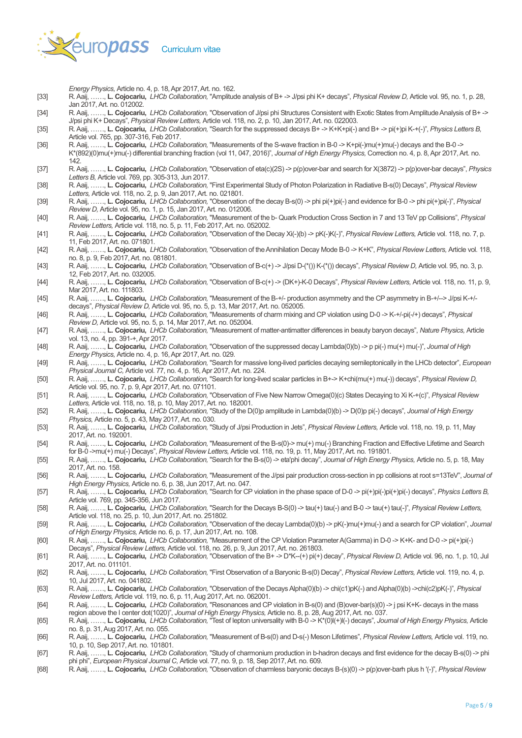*Energy Physics,* Article no. 4, p. 18, Apr 2017, Art. no. 162.

[33] R. Aaij, ……, **L. Cojocariu**, *LHCb Collaboration,* "Amplitude analysis of B+ -> J/psi phi K+ decays", *Physical Review D,* Article vol. 95, no. 1, p. 28, Jan 2017, Art. no. 012002.

[34] R. Aaij, ……, **L. Cojocariu**, *LHCb Collaboration,* "Observation of J/psi phi Structures Consistent with Exotic States from Amplitude Analysis of B+ -> J/psi phi K+ Decays", *Physical Review Letters,* Article vol. 118, no. 2, p. 10, Jan 2017, Art. no. 022003.

[35] R. Aaij, ……, **L. Cojocariu**, *LHCb Collaboration,* "Search for the suppressed decays B+ -> K+K+pi(-) and B+ -> pi(+)pi K-+(-)", *Physics Letters B,* Article vol. 765, pp. 307-316, Feb 2017.

[36] R. Aaij, ……, **L. Cojocariu**, *LHCb Collaboration,* "Measurements of the S-wave fraction in B-0 -> K+pi(-)mu(+)mu(-) decays and the B-0 -> K\*(892)(0)mu(+)mu(-) differential branching fraction (vol 11, 047, 2016)", *Journal of High Energy Physics,* Correction no. 4, p. 8, Apr 2017, Art. no. 142.

[37] R. Aaij, ……, **L. Cojocariu**, *LHCb Collaboration,* "Observation of eta(c)(2S) -> p(p)over-bar and search for X(3872) -> p(p)over-bar decays", *Physics Letters B,* Article vol. 769, pp. 305-313, Jun 2017.

[38] R. Aaij, ……, **L. Cojocariu**, *LHCb Collaboration,* "First Experimental Study of Photon Polarization in Radiative B-s(0) Decays", *Physical Review Letters,* Article vol. 118, no. 2, p. 9, Jan 2017, Art. no. 021801.

[39] R. Aaij, ……, **L. Cojocariu**, *LHCb Collaboration,* "Observation of the decay B-s(0) -> phi pi(+)pi(-) and evidence for B-0 -> phi pi(+)pi(-)", *Physical Review D,* Article vol. 95, no. 1, p. 15, Jan 2017, Art. no. 012006.

[40] R. Aaij, ……, **L. Cojocariu**, *LHCb Collaboration,* "Measurement of the b- Quark Production Cross Section in 7 and 13 TeV pp Collisions", *Physical Review Letters,* Article vol. 118, no. 5, p. 11, Feb 2017, Art. no. 052002.

[41] R. Aaij, ……, **L. Cojocariu**, *LHCb Collaboration,* "Observation of the Decay Xi(-)(b) -> pK(-)K(-)", *Physical Review Letters,* Article vol. 118, no. 7, p. 11, Feb 2017, Art. no. 071801.

[42] R. Aaij, ……, **L. Cojocariu**, *LHCb Collaboration,* "Observation of the Annihilation Decay Mode B-0 -> K+K", *Physical Review Letters,* Article vol. 118, no. 8, p. 9, Feb 2017, Art. no. 081801.

[43] R. Aaij, ……, **L. Cojocariu**, *LHCb Collaboration,* "Observation of B-c(+) -> J/psi D-(\*()) K-(\*()) decays", *Physical Review D,* Article vol. 95, no. 3, p. 12, Feb 2017, Art. no. 032005.

[44] R. Aaij, ……, **L. Cojocariu**, *LHCb Collaboration,* "Observation of B-c(+) -> (DK+)-K-0 Decays", *Physical Review Letters,* Article vol. 118, no. 11, p. 9, Mar 2017, Art. no. 111803.

[45] R. Aaij, ……, **L. Cojocariu**, *LHCb Collaboration,* "Measurement of the B-+/- production asymmetry and the CP asymmetry in B-+/--> J/psi K-+/- decays", *Physical Review D,* Article vol. 95, no. 5, p. 13, Mar 2017, Art. no. 052005.

[46] R. Aaij, ……, **L. Cojocariu**, *LHCb Collaboration,* "Measurements of charm mixing and CP violation using D-0 -> K-+/-pi(-/+) decays", *Physical Review D,* Article vol. 95, no. 5, p. 14, Mar 2017, Art. no. 052004.

[47] R. Aaij, ……, **L. Cojocariu**, *LHCb Collaboration,* "Measurement of matter-antimatter differences in beauty baryon decays", *Nature Physics,* Article vol. 13, no. 4, pp. 391-+, Apr 2017.

[48] R. Aaij, ……, **L. Cojocariu**, *LHCb Collaboration,* "Observation of the suppressed decay Lambda(0)(b) -> p pi(-) mu(+) mu(-)", *Journal of High Energy Physics,* Article no. 4, p. 16, Apr 2017, Art. no. 029.

[49] R. Aaij, ……, **L. Cojocariu**, *LHCb Collaboration,* "Search for massive long-lived particles decaying semileptonically in the LHCb detector", *European Physical Journal C,* Article vol. 77, no. 4, p. 16, Apr 2017, Art. no. 224.

[50] R. Aaij, ……, **L. Cojocariu**, *LHCb Collaboration,* "Search for long-lived scalar particles in B+-> K+chi(mu(+) mu(-)) decays", *Physical Review D,* Article vol. 95, no. 7, p. 9, Apr 2017, Art. no. 071101.

[51] R. Aaij, ……, **L. Cojocariu**, *LHCb Collaboration,* "Observation of Five New Narrow Omega(0)(c) States Decaying to Xi K-+(c)", *Physical Review Letters,* Article vol. 118, no. 18, p. 10, May 2017, Art. no. 182001.

[52] R. Aaij, ……, **L. Cojocariu**, *LHCb Collaboration,* "Study of the D(0)p amplitude in Lambda(0)(b) -> D(0)p pi(-) decays", *Journal of High Energy Physics,* Article no. 5, p. 43, May 2017, Art. no. 030.

[53] R. Aaij, ……, **L. Cojocariu**, *LHCb Collaboration,* "Study of J/psi Production in Jets", *Physical Review Letters,* Article vol. 118, no. 19, p. 11, May 2017, Art. no. 192001.

[54] R. Aaij, ……, **L. Cojocariu**, *LHCb Collaboration,* "Measurement of the B-s(0)-> mu(+) mu(-) Branching Fraction and Effective Lifetime and Search for B-0 ->mu(+) mu(-) Decays", *Physical Review Letters,* Article vol. 118, no. 19, p. 11, May 2017, Art. no. 191801.

[55] R. Aaij, ……, **L. Cojocariu**, *LHCb Collaboration,* "Search for the B-s(0) -> eta'phi decay", *Journal of High Energy Physics,* Article no. 5, p. 18, May 2017, Art. no. 158.

[56] R. Aaij, ……, **L. Cojocariu**, *LHCb Collaboration,* "Measurement of the J/psi pair production cross-section in pp collisions at root s=13TeV", *Journal of High Energy Physics,* Article no. 6, p. 38, Jun 2017, Art. no. 047.

[57] R. Aaij, ……, **L. Cojocariu**, *LHCb Collaboration,* "Search for CP violation in the phase space of D-0 -> pi(+)pi(-)pi(+)pi(-) decays", *Physics Letters B,* Article vol. 769, pp. 345-356, Jun 2017.

[58] R. Aaij, ……, **L. Cojocariu**, *LHCb Collaboration,* "Search for the Decays B-S(0) -> tau(+) tau(-) and B-0 -> tau(+) tau(-)", *Physical Review Letters,* Article vol. 118, no. 25, p. 10, Jun 2017, Art. no. 251802.

[59] R. Aaij, ……, **L. Cojocariu**, *LHCb Collaboration,* "Observation of the decay Lambda(0)(b) -> pK(-)mu(+)mu(-) and a search for CP violation", *Journal of High Energy Physics,* Article no. 6, p. 17, Jun 2017, Art. no. 108.

[60] R. Aaij, ……, **L. Cojocariu**, *LHCb Collaboration,* "Measurement of the CP Violation Parameter A(Gamma) in D-0 -> K+K- and D-0 -> pi(+)pi(-) Decays", *Physical Review Letters,* Article vol. 118, no. 26, p. 9, Jun 2017, Art. no. 261803.

[61] R. Aaij, ……, **L. Cojocariu**, *LHCb Collaboration,* "Observation of the B+ -> D\*K--(+) pi(+) decay", *Physical Review D,* Article vol. 96, no. 1, p. 10, Jul 2017, Art. no. 011101.

[62] R. Aaij, ……, **L. Cojocariu**, *LHCb Collaboration,* "First Observation of a Baryonic B-s(0) Decay", *Physical Review Letters,* Article vol. 119, no. 4, p. 10, Jul 2017, Art. no. 041802.

[63] R. Aaij, ……, **L. Cojocariu**, *LHCb Collaboration,* "Observation of the Decays Alpha(0)(b) -> chi(c1)pK(-) and Alpha(0)(b) ->chi(c2)pK(-)", *Physical Review Letters,* Article vol. 119, no. 6, p. 11, Aug 2017, Art. no. 062001.

[64] R. Aaij, ……, **L. Cojocariu**, *LHCb Collaboration,* "Resonances and CP violation in B-s(0) and (B)over-bar(s)(0) -> j psi K+K- decays in the mass region above the I center dot(1020)", *Journal of High Energy Physics,* Article no. 8, p. 28, Aug 2017, Art. no. 037.

[65] R. Aaij, ……, **L. Cojocariu**, *LHCb Collaboration,* "Test of lepton universality with B-0 -> K\*(0)l(+)l(-) decays", *Journal of High Energy Physics,* Article no. 8, p. 31, Aug 2017, Art. no. 055.

[66] R. Aaij, ……, **L. Cojocariu**, *LHCb Collaboration,* "Measurement of B-s(0) and D-s(-) Meson Lifetimes", *Physical Review Letters,* Article vol. 119, no. 10, p. 10, Sep 2017, Art. no. 101801.

[67] R. Aaij, ……, **L. Cojocariu**, *LHCb Collaboration,* "Study of charmonium production in b-hadron decays and first evidence for the decay B-s(0) -> phi phi phi", *European Physical Journal C,* Article vol. 77, no. 9, p. 18, Sep 2017, Art. no. 609.

[68] R. Aaij, ……, **L. Cojocariu**, *LHCb Collaboration,* "Observation of charmless baryonic decays B-(s)(0) -> p(p)over-barh plus h '(-)", *Physical Review*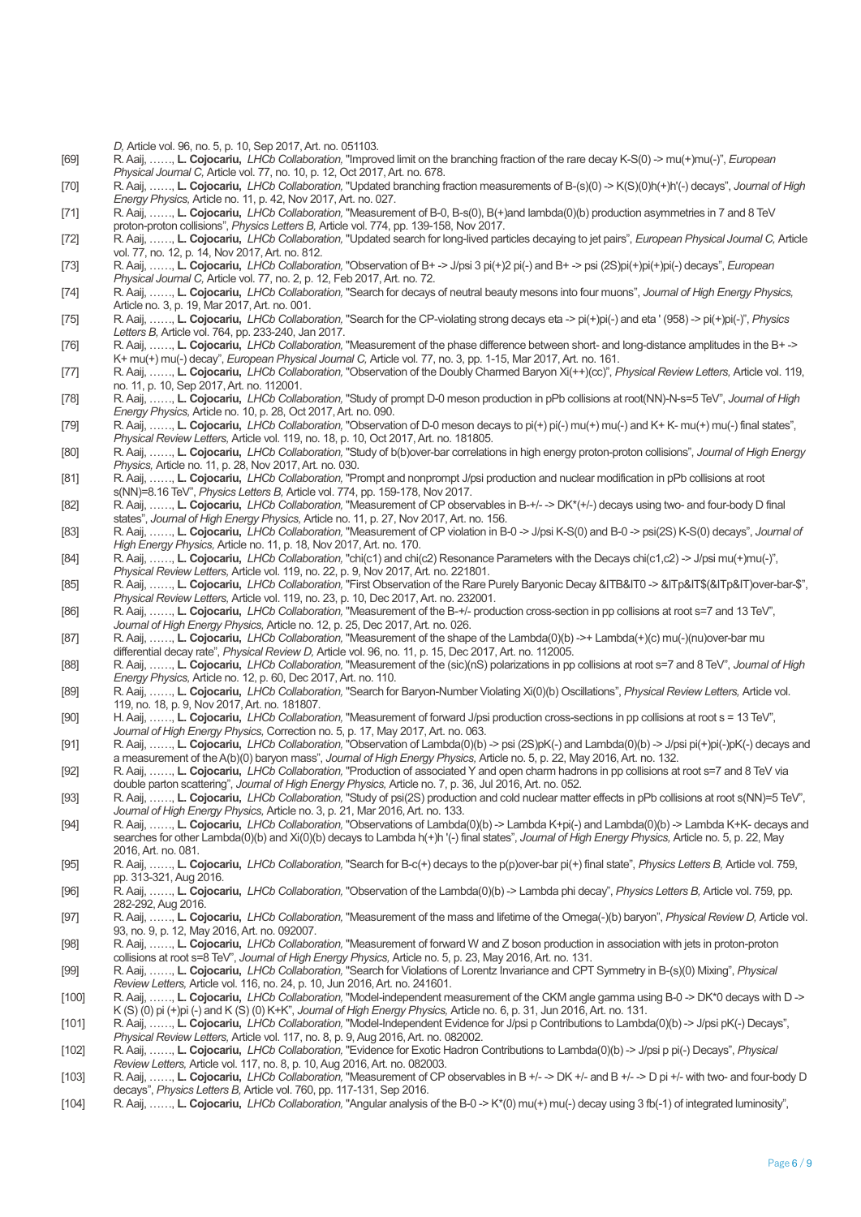*D,* Article vol. 96, no. 5, p. 10, Sep 2017, Art. no. 051103.

[69] R. Aaij, ……, **L. Cojocariu,** *LHCb Collaboration,* "Improved limit on the branching fraction of the rare decay K-S(0) -> mu(+)mu(-)", *European Physical Journal C,* Article vol. 77, no. 10, p. 12, Oct 2017, Art. no. 678.

[70] R. Aaij, ……, **L. Cojocariu,** *LHCb Collaboration,* "Updated branching fraction measurements of B-(s)(0) -> K(S)(0)h(+)h'(-) decays", *Journal of High Energy Physics,* Article no. 11, p. 42, Nov 2017, Art. no. 027.

[71] R. Aaij, ……, **L. Cojocariu,** *LHCb Collaboration,* "Measurement of B-0, B-s(0), B(+)and lambda(0)(b) production asymmetries in 7 and 8 TeV proton-proton collisions", *Physics Letters B,* Article vol. 774, pp. 139-158, Nov 2017.

[72] R. Aaij, ……, **L. Cojocariu,** *LHCb Collaboration,* "Updated search for long-lived particles decaying to jet pairs", *European Physical Journal C,* Article vol. 77, no. 12, p. 14, Nov 2017, Art. no. 812.

[73] R. Aaij, ……, **L. Cojocariu,** *LHCb Collaboration,* "Observation of B+ -> J/psi 3 pi(+)2 pi(-) and B+ -> psi (2S)pi(+)pi(+)pi(-) decays", *European Physical Journal C,* Article vol. 77, no. 2, p. 12, Feb 2017, Art. no. 72.

[74] R. Aaij, ……, **L. Cojocariu,** *LHCb Collaboration,* "Search for decays of neutral beauty mesons into four muons", *Journal of High Energy Physics,* Article no. 3, p. 19, Mar 2017, Art. no. 001.

[75] R. Aaij, ……, **L. Cojocariu,** *LHCb Collaboration,* "Search for the CP-violating strong decays eta -> pi(+)pi(-) and eta ' (958) -> pi(+)pi(-)", *Physics Letters B,* Article vol. 764, pp. 233-240, Jan 2017.

[76] R. Aaij, ……, **L. Cojocariu,** *LHCb Collaboration,* "Measurement of the phase difference between short- and long-distance amplitudes in the B+ -> K+ mu(+) mu(-) decay", *European Physical Journal C,* Article vol. 77, no. 3, pp. 1-15, Mar 2017, Art. no. 161.

[77] R. Aaij, ……, **L. Cojocariu,** *LHCb Collaboration,* "Observation of the Doubly Charmed Baryon Xi(++)(cc)", *Physical Review Letters,* Article vol. 119, no. 11, p. 10, Sep 2017, Art. no. 112001.

[78] R. Aaij, ……, **L. Cojocariu,** *LHCb Collaboration,* "Study of prompt D-0 meson production in pPb collisions at root(NN)-N-s=5 TeV", *Journal of High Energy Physics,* Article no. 10, p. 28, Oct 2017, Art. no. 090.

[79] R. Aaij, ……, **L. Cojocariu,** *LHCb Collaboration,* "Observation of D-0 meson decays to pi(+) pi(-) mu(+) mu(-) and K+ K- mu(+) mu(-) final states", *Physical Review Letters,* Article vol. 119, no. 18, p. 10, Oct 2017, Art. no. 181805.

[80] R. Aaij, ……, **L. Cojocariu,** *LHCb Collaboration,* "Study of b(b)over-bar correlations in high energy proton-proton collisions", *Journal of High Energy Physics,* Article no. 11, p. 28, Nov 2017, Art. no. 030.

[81] R. Aaij, ……, **L. Cojocariu,** *LHCb Collaboration,* "Prompt and nonprompt J/psi production and nuclear modification in pPb collisions at root s(NN)=8.16 TeV", *Physics Letters B,* Article vol. 774, pp. 159-178, Nov 2017.

[82] R. Aaij, ……, **L. Cojocariu,** *LHCb Collaboration,* "Measurement of CP observables in B-+/- -> DK*(+/-) decays using two- and four-body D final states", *Journal of High Energy Physics,* Article no. 11, p. 27, Nov 2017, Art. no. 156.

[83] R. Aaij, ……, **L. Cojocariu,** *LHCb Collaboration,* "Measurement of CP violation in B-0 -> J/psi K-S(0) and B-0 -> psi(2S) K-S(0) decays", *Journal of High Energy Physics,* Article no. 11, p. 18, Nov 2017, Art. no. 170.

[84] R. Aaij, ……, **L. Cojocariu,** *LHCb Collaboration,* "chi(c1) and chi(c2) Resonance Parameters with the Decays chi(c1,c2) -> J/psi mu(+)mu(-)", *Physical Review Letters,* Article vol. 119, no. 22, p. 9, Nov 2017, Art. no. 221801.

[85] R. Aaij, ……, **L. Cojocariu,** *LHCb Collaboration,* "First Observation of the Rare Purely Baryonic Decay &ITB&IT0 -> &ITp&IT$(&ITp&IT)over-bar-$", *Physical Review Letters,* Article vol. 119, no. 23, p. 10, Dec 2017, Art. no. 232001.

[86] R. Aaij, ……, **L. Cojocariu,** *LHCb Collaboration,* "Measurement of the B-+/- production cross-section in pp collisions at root s=7 and 13 TeV", *Journal of High Energy Physics,* Article no. 12, p. 25, Dec 2017, Art. no. 026.

[87] R. Aaij, ……, **L. Cojocariu,** *LHCb Collaboration,* "Measurement of the shape of the Lambda(0)(b) ->+ Lambda(+)(c) mu(-)(nu)over-bar mu differential decay rate", *Physical Review D,* Article vol. 96, no. 11, p. 15, Dec 2017, Art. no. 112005.

[88] R. Aaij, ……, **L. Cojocariu,** *LHCb Collaboration,* "Measurement of the (sic)(nS) polarizations in pp collisions at root s=7 and 8 TeV", *Journal of High Energy Physics,* Article no. 12, p. 60, Dec 2017, Art. no. 110.

[89] R. Aaij, ……, **L. Cojocariu,** *LHCb Collaboration,* "Search for Baryon-Number Violating Xi(0)(b) Oscillations", *Physical Review Letters,* Article vol. 119, no. 18, p. 9, Nov 2017, Art. no. 181807.

[90] H. Aaij, ……, **L. Cojocariu,** *LHCb Collaboration,* "Measurement of forward J/psi production cross-sections in pp collisions at root s = 13 TeV", *Journal of High Energy Physics,* Correction no. 5, p. 17, May 2017, Art. no. 063.

[91] R. Aaij, ……, **L. Cojocariu,** *LHCb Collaboration,* "Observation of Lambda(0)(b) -> psi (2S)pK(-) and Lambda(0)(b) -> J/psi pi(+)pi(-)pK(-) decays and a measurement of the A(b)(0) baryon mass", *Journal of High Energy Physics,* Article no. 5, p. 22, May 2016, Art. no. 132.

[92] R. Aaij, ……, **L. Cojocariu,** *LHCb Collaboration,* "Production of associated Y and open charm hadrons in pp collisions at root s=7 and 8 TeV via double parton scattering", *Journal of High Energy Physics,* Article no. 7, p. 36, Jul 2016, Art. no. 052.

[93] R. Aaij, ……, **L. Cojocariu,** *LHCb Collaboration,* "Study of psi(2S) production and cold nuclear matter effects in pPb collisions at root s(NN)=5 TeV", *Journal of High Energy Physics,* Article no. 3, p. 21, Mar 2016, Art. no. 133.

[94] R. Aaij, ……, **L. Cojocariu,** *LHCb Collaboration,* "Observations of Lambda(0)(b) -> Lambda K+pi(-) and Lambda(0)(b) -> Lambda K+K- decays and searches for other Lambda(0)(b) and Xi(0)(b) decays to Lambda h(+)h '(-) final states", *Journal of High Energy Physics,* Article no. 5, p. 22, May 2016, Art. no. 081.

[95] R. Aaij, ……, **L. Cojocariu,** *LHCb Collaboration,* "Search for B-c(+) decays to the p(p)over-bar pi(+) final state", *Physics Letters B,* Article vol. 759, pp. 313-321, Aug 2016.

[96] R. Aaij, ……, **L. Cojocariu,** *LHCb Collaboration,* "Observation of the Lambda(0)(b) -> Lambda phi decay", *Physics Letters B,* Article vol. 759, pp. 282-292, Aug 2016.

[97] R. Aaij, ……, **L. Cojocariu,** *LHCb Collaboration,* "Measurement of the mass and lifetime of the Omega(-)(b) baryon", *Physical Review D,* Article vol. 93, no. 9, p. 12, May 2016, Art. no. 092007.

[98] R. Aaij, ……, **L. Cojocariu,** *LHCb Collaboration,* "Measurement of forward W and Z boson production in association with jets in proton-proton collisions at root s=8 TeV", *Journal of High Energy Physics,* Article no. 5, p. 23, May 2016, Art. no. 131.

[99] R. Aaij, ……, **L. Cojocariu,** *LHCb Collaboration,* "Search for Violations of Lorentz Invariance and CPT Symmetry in B-(s)(0) Mixing", *Physical Review Letters,* Article vol. 116, no. 24, p. 10, Jun 2016, Art. no. 241601.

[100] R. Aaij, ……, **L. Cojocariu,** *LHCb Collaboration,* "Model-independent measurement of the CKM angle gamma using B-0 -> DK*0 decays with D -> K (S) (0) pi (+)pi (-) and K (S) (0) K+K", *Journal of High Energy Physics,* Article no. 6, p. 31, Jun 2016, Art. no. 131.

[101] R. Aaij, ……, **L. Cojocariu,** *LHCb Collaboration,* "Model-Independent Evidence for J/psi p Contributions to Lambda(0)(b) -> J/psi pK(-) Decays", *Physical Review Letters,* Article vol. 117, no. 8, p. 9, Aug 2016, Art. no. 082002.

[102] R. Aaij, ……, **L. Cojocariu,** *LHCb Collaboration,* "Evidence for Exotic Hadron Contributions to Lambda(0)(b) -> J/psi p pi(-) Decays", *Physical Review Letters,* Article vol. 117, no. 8, p. 10, Aug 2016, Art. no. 082003.

[103] R. Aaij, ……, **L. Cojocariu,** *LHCb Collaboration,* "Measurement of CP observables in B +/- -> DK +/- and B +/- -> D pi +/- with two- and four-body D decays", *Physics Letters B,* Article vol. 760, pp. 117-131, Sep 2016.

[104] R. Aaij, ……, **L. Cojocariu,** *LHCb Collaboration,* "Angular analysis of the B-0 -> K*(0) mu(+) mu(-) decay using 3 fb(-1) of integrated luminosity",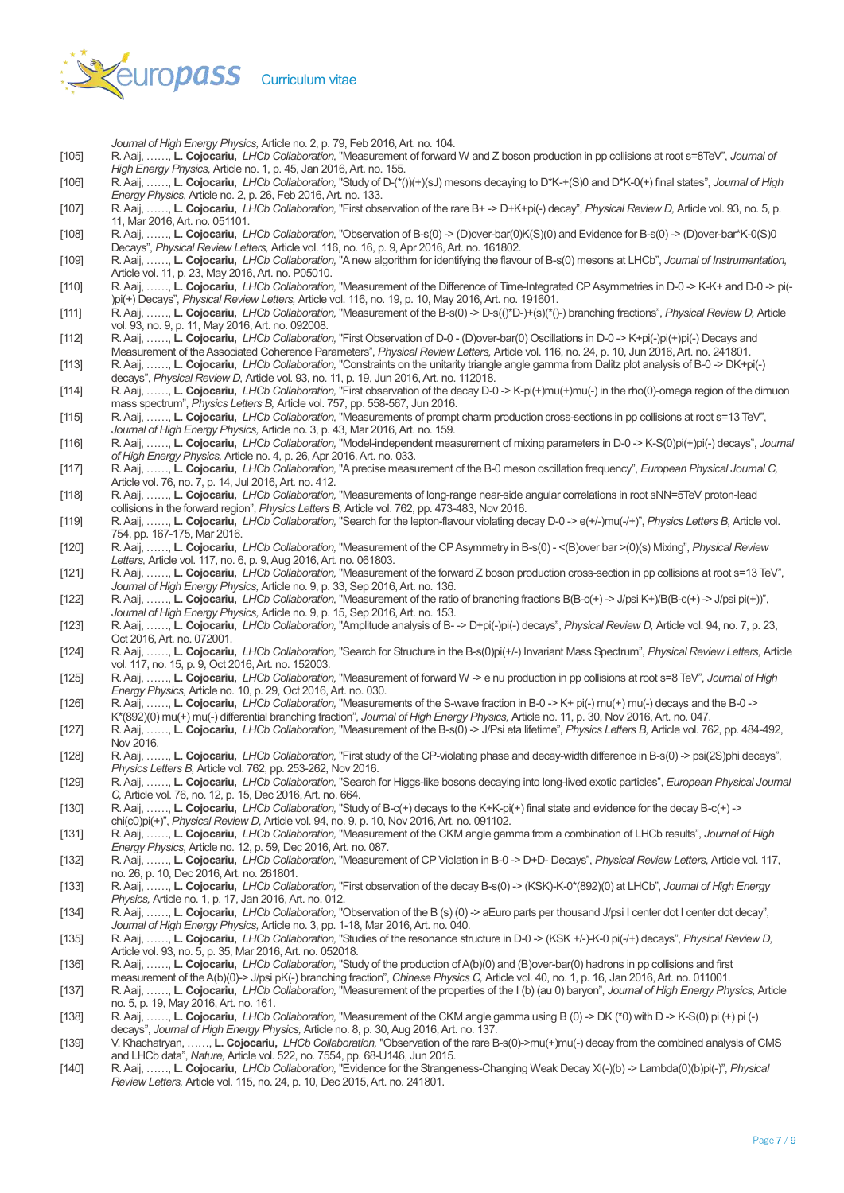*Journal of High Energy Physics,* Article no. 2, p. 79, Feb 2016, Art. no. 104.

[105] R. Aaij, ……, **L. Cojocariu,** *LHCb Collaboration,* "Measurement of forward W and Z boson production in pp collisions at root s=8TeV", *Journal of High Energy Physics,* Article no. 1, p. 45, Jan 2016, Art. no. 155.

[106] R. Aaij, ……, **L. Cojocariu,** *LHCb Collaboration,* "Study of D-(*())(+)(sJ) mesons decaying to D*K-+(S)0 and D*K-0(+) final states", *Journal of High Energy Physics,* Article no. 2, p. 26, Feb 2016, Art. no. 133.

[107] R. Aaij, ……, **L. Cojocariu,** *LHCb Collaboration,* "First observation of the rare B+ -> D+K+pi(-) decay", *Physical Review D,* Article vol. 93, no. 5, p. 11, Mar 2016, Art. no. 051101.

[108] R. Aaij, ……, **L. Cojocariu,** *LHCb Collaboration,* "Observation of B-s(0) -> (D)over-bar(0)K(S)(0) and Evidence for B-s(0) -> (D)over-bar*K-0(S)0 Decays", *Physical Review Letters,* Article vol. 116, no. 16, p. 9, Apr 2016, Art. no. 161802.

[109] R. Aaij, ……, **L. Cojocariu,** *LHCb Collaboration,* "A new algorithm for identifying the flavour of B-s(0) mesons at LHCb", *Journal of Instrumentation,* Article vol. 11, p. 23, May 2016, Art. no. P05010.

[110] R. Aaij, ……, **L. Cojocariu,** *LHCb Collaboration,* "Measurement of the Difference of Time-Integrated CP Asymmetries in D-0 -> K-K+ and D-0 -> pi(-)pi(+) Decays", *Physical Review Letters,* Article vol. 116, no. 19, p. 10, May 2016, Art. no. 191601.

[111] R. Aaij, ……, **L. Cojocariu,** *LHCb Collaboration,* "Measurement of the B-s(0) -> D-s(()*D-)+(s)(*()-) branching fractions", *Physical Review D,* Article vol. 93, no. 9, p. 11, May 2016, Art. no. 092008.

[112] R. Aaij, ……, **L. Cojocariu,** *LHCb Collaboration,* "First Observation of D-0 - (D)over-bar(0) Oscillations in D-0 -> K+pi(-)pi(+)pi(-) Decays and Measurement of the Associated Coherence Parameters", *Physical Review Letters,* Article vol. 116, no. 24, p. 10, Jun 2016, Art. no. 241801.

[113] R. Aaij, ……, **L. Cojocariu,** *LHCb Collaboration,* "Constraints on the unitarity triangle angle gamma from Dalitz plot analysis of B-0 -> DK+pi(-) decays", *Physical Review D,* Article vol. 93, no. 11, p. 19, Jun 2016, Art. no. 112018.

[114] R. Aaij, ……, **L. Cojocariu,** *LHCb Collaboration,* "First observation of the decay D-0 -> K-pi(+)mu(+)mu(-) in the rho(0)-omega region of the dimuon mass spectrum", *Physics Letters B,* Article vol. 757, pp. 558-567, Jun 2016.

[115] R. Aaij, ……, **L. Cojocariu,** *LHCb Collaboration,* "Measurements of prompt charm production cross-sections in pp collisions at root s=13 TeV", *Journal of High Energy Physics,* Article no. 3, p. 43, Mar 2016, Art. no. 159.

[116] R. Aaij, ……, **L. Cojocariu,** *LHCb Collaboration,* "Model-independent measurement of mixing parameters in D-0 -> K-S(0)pi(+)pi(-) decays", *Journal of High Energy Physics,* Article no. 4, p. 26, Apr 2016, Art. no. 033.

[117] R. Aaij, ……, **L. Cojocariu,** *LHCb Collaboration,* "A precise measurement of the B-0 meson oscillation frequency", *European Physical Journal C,* Article vol. 76, no. 7, p. 14, Jul 2016, Art. no. 412.

[118] R. Aaij, ……, **L. Cojocariu,** *LHCb Collaboration,* "Measurements of long-range near-side angular correlations in root sNN=5TeV proton-lead collisions in the forward region", *Physics Letters B,* Article vol. 762, pp. 473-483, Nov 2016.

[119] R. Aaij, ……, **L. Cojocariu,** *LHCb Collaboration,* "Search for the lepton-flavour violating decay D-0 -> e(+/-)mu(-/+)", *Physics Letters B,* Article vol. 754, pp. 167-175, Mar 2016.

[120] R. Aaij, ……, **L. Cojocariu,** *LHCb Collaboration,* "Measurement of the CP Asymmetry in B-s(0) - <(B)over bar >(0)(s) Mixing", *Physical Review Letters,* Article vol. 117, no. 6, p. 9, Aug 2016, Art. no. 061803.

[121] R. Aaij, ……, **L. Cojocariu,** *LHCb Collaboration,* "Measurement of the forward Z boson production cross-section in pp collisions at root s=13 TeV", *Journal of High Energy Physics,* Article no. 9, p. 33, Sep 2016, Art. no. 136.

[122] R. Aaij, ……, **L. Cojocariu,** *LHCb Collaboration,* "Measurement of the ratio of branching fractions B(B-c(+) -> J/psi K+)/B(B-c(+) -> J/psi pi(+))", *Journal of High Energy Physics,* Article no. 9, p. 15, Sep 2016, Art. no. 153.

[123] R. Aaij, ……, **L. Cojocariu,** *LHCb Collaboration,* "Amplitude analysis of B- -> D+pi(-)pi(-) decays", *Physical Review D,* Article vol. 94, no. 7, p. 23, Oct 2016, Art. no. 072001.

[124] R. Aaij, ……, **L. Cojocariu,** *LHCb Collaboration,* "Search for Structure in the B-s(0)pi(+/-) Invariant Mass Spectrum", *Physical Review Letters,* Article vol. 117, no. 15, p. 9, Oct 2016, Art. no. 152003.

[125] R. Aaij, ……, **L. Cojocariu,** *LHCb Collaboration,* "Measurement of forward W -> e nu production in pp collisions at root s=8 TeV", *Journal of High Energy Physics,* Article no. 10, p. 29, Oct 2016, Art. no. 030.

[126] R. Aaij, ……, **L. Cojocariu,** *LHCb Collaboration,* "Measurements of the S-wave fraction in B-0 -> K+ pi(-) mu(+) mu(-) decays and the B-0 -> K*(892)(0) mu(+) mu(-) differential branching fraction", *Journal of High Energy Physics,* Article no. 11, p. 30, Nov 2016, Art. no. 047.

[127] R. Aaij, ……, **L. Cojocariu,** *LHCb Collaboration,* "Measurement of the B-s(0) -> J/Psi eta lifetime", *Physics Letters B,* Article vol. 762, pp. 484-492, Nov 2016.

[128] R. Aaij, ……, **L. Cojocariu,** *LHCb Collaboration,* "First study of the CP-violating phase and decay-width difference in B-s(0) -> psi(2S)phi decays", *Physics Letters B,* Article vol. 762, pp. 253-262, Nov 2016.

[129] R. Aaij, ……, **L. Cojocariu,** *LHCb Collaboration,* "Search for Higgs-like bosons decaying into long-lived exotic particles", *European Physical Journal C,* Article vol. 76, no. 12, p. 15, Dec 2016, Art. no. 664.

[130] R. Aaij, ……, **L. Cojocariu,** *LHCb Collaboration,* "Study of B-c(+) decays to the K+K-pi(+) final state and evidence for the decay B-c(+) -> chi(c0)pi(+)", *Physical Review D,* Article vol. 94, no. 9, p. 10, Nov 2016, Art. no. 091102.

[131] R. Aaij, ……, **L. Cojocariu,** *LHCb Collaboration,* "Measurement of the CKM angle gamma from a combination of LHCb results", *Journal of High Energy Physics,* Article no. 12, p. 59, Dec 2016, Art. no. 087.

[132] R. Aaij, ……, **L. Cojocariu,** *LHCb Collaboration,* "Measurement of CP Violation in B-0 -> D+D- Decays", *Physical Review Letters,* Article vol. 117, no. 26, p. 10, Dec 2016, Art. no. 261801.

[133] R. Aaij, ……, **L. Cojocariu,** *LHCb Collaboration,* "First observation of the decay B-s(0) -> (KSK)-K-0*(892)(0) at LHCb", *Journal of High Energy Physics,* Article no. 1, p. 17, Jan 2016, Art. no. 012.

[134] R. Aaij, ……, **L. Cojocariu,** *LHCb Collaboration,* "Observation of the B (s) (0) -> aEuro parts per thousand J/psi l center dot l center dot decay", *Journal of High Energy Physics,* Article no. 3, pp. 1-18, Mar 2016, Art. no. 040.

[135] R. Aaij, ……, **L. Cojocariu,** *LHCb Collaboration,* "Studies of the resonance structure in D-0 -> (KSK +/-)-K-0 pi(-/+) decays", *Physical Review D,* Article vol. 93, no. 5, p. 35, Mar 2016, Art. no. 052018.

[136] R. Aaij, ……, **L. Cojocariu,** *LHCb Collaboration,* "Study of the production of A(b)(0) and (B)over-bar(0) hadrons in pp collisions and first measurement of the A(b)(0)-> J/psi pK(-) branching fraction", *Chinese Physics C,* Article vol. 40, no. 1, p. 16, Jan 2016, Art. no. 011001.

[137] R. Aaij, ……, **L. Cojocariu,** *LHCb Collaboration,* "Measurement of the properties of the I (b) (au 0) baryon", *Journal of High Energy Physics,* Article no. 5, p. 19, May 2016, Art. no. 161.

[138] R. Aaij, ……, **L. Cojocariu,** *LHCb Collaboration,* "Measurement of the CKM angle gamma using B (0) -> DK (*0) with D -> K-S(0) pi (+) pi (-) decays", *Journal of High Energy Physics,* Article no. 8, p. 30, Aug 2016, Art. no. 137.

[139] V. Khachatryan, ……, **L. Cojocariu,** *LHCb Collaboration,* "Observation of the rare B-s(0)->mu(+)mu(-) decay from the combined analysis of CMS and LHCb data", *Nature,* Article vol. 522, no. 7554, pp. 68-U146, Jun 2015.

[140] R. Aaij, ……, **L. Cojocariu,** *LHCb Collaboration,* "Evidence for the Strangeness-Changing Weak Decay Xi(-)(b) -> Lambda(0)(b)pi(-)", *Physical Review Letters,* Article vol. 115, no. 24, p. 10, Dec 2015, Art. no. 241801.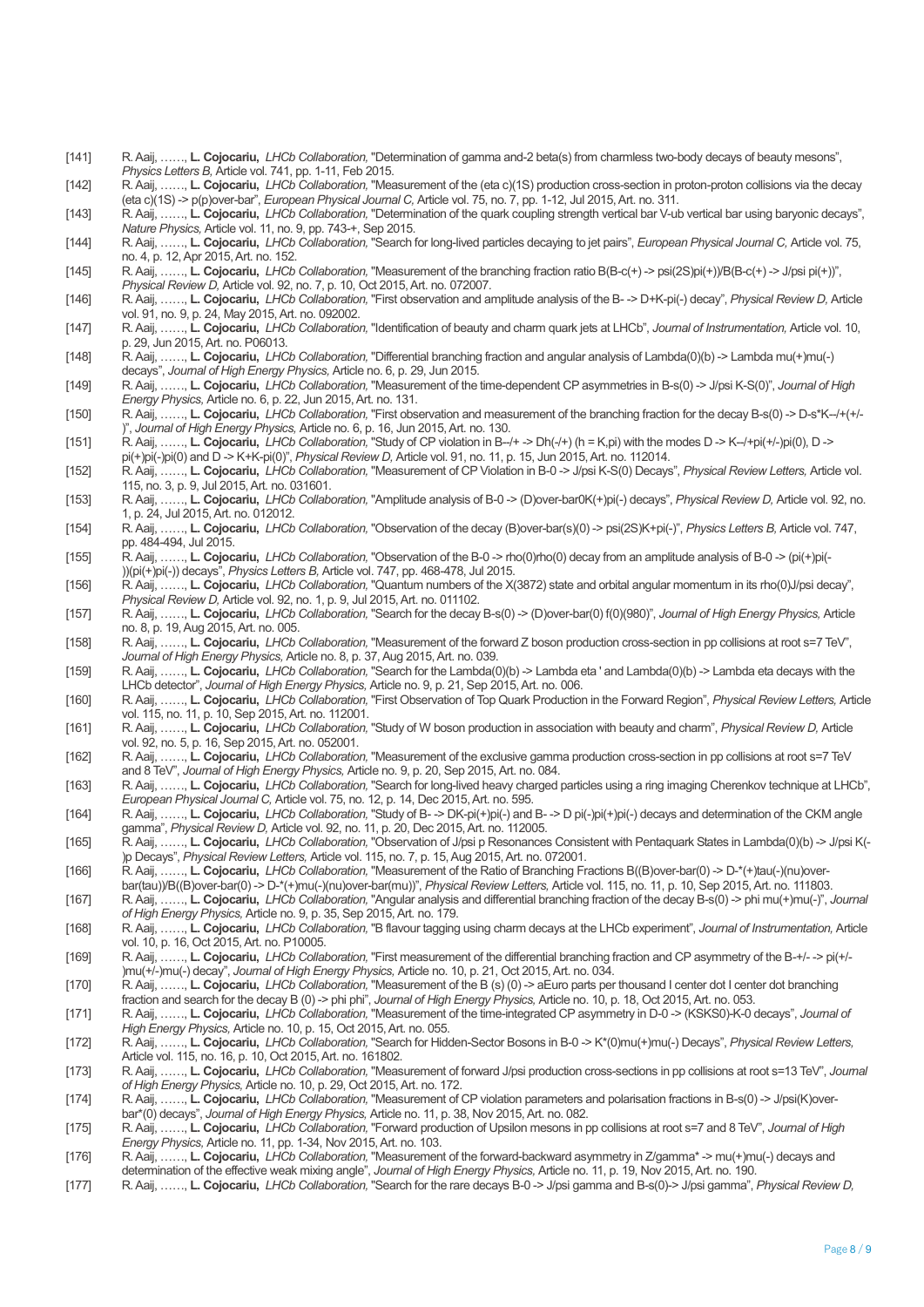[141] R. Aaij, ……, **L. Cojocariu,** *LHCb Collaboration,* "Determination of gamma and-2 beta(s) from charmless two-body decays of beauty mesons", *Physics Letters B,* Article vol. 741, pp. 1-11, Feb 2015.

[142] R. Aaij, ……, **L. Cojocariu,** *LHCb Collaboration,* "Measurement of the (eta c)(1S) production cross-section in proton-proton collisions via the decay (eta c)(1S) -> p(p)over-bar", *European Physical Journal C,* Article vol. 75, no. 7, pp. 1-12, Jul 2015, Art. no. 311.

[143] R. Aaij, ……, **L. Cojocariu,** *LHCb Collaboration,* "Determination of the quark coupling strength vertical bar V-ub vertical bar using baryonic decays", *Nature Physics,* Article vol. 11, no. 9, pp. 743-+, Sep 2015.

[144] R. Aaij, ……, **L. Cojocariu,** *LHCb Collaboration,* "Search for long-lived particles decaying to jet pairs", *European Physical Journal C,* Article vol. 75, no. 4, p. 12, Apr 2015, Art. no. 152.

[145] R. Aaij, ……, **L. Cojocariu,** *LHCb Collaboration,* "Measurement of the branching fraction ratio B(B-c(+) -> psi(2S)pi(+))/B(B-c(+) -> J/psi pi(+))", *Physical Review D,* Article vol. 92, no. 7, p. 10, Oct 2015, Art. no. 072007.

[146] R. Aaij, ……, **L. Cojocariu,** *LHCb Collaboration,* "First observation and amplitude analysis of the B- -> D+K-pi(-) decay", *Physical Review D,* Article vol. 91, no. 9, p. 24, May 2015, Art. no. 092002.

[147] R. Aaij, ……, **L. Cojocariu,** *LHCb Collaboration,* "Identification of beauty and charm quark jets at LHCb", *Journal of Instrumentation,* Article vol. 10, p. 29, Jun 2015, Art. no. P06013.

[148] R. Aaij, ……, **L. Cojocariu,** *LHCb Collaboration,* "Differential branching fraction and angular analysis of Lambda(0)(b) -> Lambda mu(+)mu(-) decays", *Journal of High Energy Physics,* Article no. 6, p. 29, Jun 2015.

[149] R. Aaij, ……, **L. Cojocariu,** *LHCb Collaboration,* "Measurement of the time-dependent CP asymmetries in B-s(0) -> J/psi K-S(0)", *Journal of High Energy Physics,* Article no. 6, p. 22, Jun 2015, Art. no. 131.

[150] R. Aaij, ……, **L. Cojocariu,** *LHCb Collaboration,* "First observation and measurement of the branching fraction for the decay B-s(0) -> D-s*K--/+(+/-)", *Journal of High Energy Physics,* Article no. 6, p. 16, Jun 2015, Art. no. 130.

[151] R. Aaij, ……, **L. Cojocariu,** *LHCb Collaboration,* "Study of CP violation in B--/+ -> Dh(-/+) (h = K,pi) with the modes D -> K--/+pi(+/-)pi(0), D -> pi(+)pi(-)pi(0) and D -> K+K-pi(0)", *Physical Review D,* Article vol. 91, no. 11, p. 15, Jun 2015, Art. no. 112014.

[152] R. Aaij, ……, **L. Cojocariu,** *LHCb Collaboration,* "Measurement of CP Violation in B-0 -> J/psi K-S(0) Decays", *Physical Review Letters,* Article vol. 115, no. 3, p. 9, Jul 2015, Art. no. 031601.

[153] R. Aaij, ……, **L. Cojocariu,** *LHCb Collaboration,* "Amplitude analysis of B-0 -> (D)over-bar0K(+)pi(-) decays", *Physical Review D,* Article vol. 92, no. 1, p. 24, Jul 2015, Art. no. 012012.

[154] R. Aaij, ……, **L. Cojocariu,** *LHCb Collaboration,* "Observation of the decay (B)over-bar(s)(0) -> psi(2S)K+pi(-)", *Physics Letters B,* Article vol. 747, pp. 484-494, Jul 2015.

[155] R. Aaij, ……, **L. Cojocariu,** *LHCb Collaboration,* "Observation of the B-0 -> rho(0)rho(0) decay from an amplitude analysis of B-0 -> (pi(+)pi(-))(pi(+)pi(-)) decays", *Physics Letters B,* Article vol. 747, pp. 468-478, Jul 2015.

[156] R. Aaij, ……, **L. Cojocariu,** *LHCb Collaboration,* "Quantum numbers of the X(3872) state and orbital angular momentum in its rho(0)J/psi decay", *Physical Review D,* Article vol. 92, no. 1, p. 9, Jul 2015, Art. no. 011102.

[157] R. Aaij, ……, **L. Cojocariu,** *LHCb Collaboration,* "Search for the decay B-s(0) -> (D)over-bar(0) f(0)(980)", *Journal of High Energy Physics,* Article no. 8, p. 19, Aug 2015, Art. no. 005.

[158] R. Aaij, ……, **L. Cojocariu,** *LHCb Collaboration,* "Measurement of the forward Z boson production cross-section in pp collisions at root s=7 TeV", *Journal of High Energy Physics,* Article no. 8, p. 37, Aug 2015, Art. no. 039.

[159] R. Aaij, ……, **L. Cojocariu,** *LHCb Collaboration,* "Search for the Lambda(0)(b) -> Lambda eta ' and Lambda(0)(b) -> Lambda eta decays with the LHCb detector", *Journal of High Energy Physics,* Article no. 9, p. 21, Sep 2015, Art. no. 006.

[160] R. Aaij, ……, **L. Cojocariu,** *LHCb Collaboration,* "First Observation of Top Quark Production in the Forward Region", *Physical Review Letters,* Article vol. 115, no. 11, p. 10, Sep 2015, Art. no. 112001.

[161] R. Aaij, ……, **L. Cojocariu,** *LHCb Collaboration,* "Study of W boson production in association with beauty and charm", *Physical Review D,* Article vol. 92, no. 5, p. 16, Sep 2015, Art. no. 052001.

[162] R. Aaij, ……, **L. Cojocariu,** *LHCb Collaboration,* "Measurement of the exclusive gamma production cross-section in pp collisions at root s=7 TeV and 8 TeV", *Journal of High Energy Physics,* Article no. 9, p. 20, Sep 2015, Art. no. 084.

[163] R. Aaij, ……, **L. Cojocariu,** *LHCb Collaboration,* "Search for long-lived heavy charged particles using a ring imaging Cherenkov technique at LHCb", *European Physical Journal C,* Article vol. 75, no. 12, p. 14, Dec 2015, Art. no. 595.

[164] R. Aaij, ……, **L. Cojocariu,** *LHCb Collaboration,* "Study of B- -> DK-pi(+)pi(-) and B- -> D pi(-)pi(+)pi(-) decays and determination of the CKM angle gamma", *Physical Review D,* Article vol. 92, no. 11, p. 20, Dec 2015, Art. no. 112005.

[165] R. Aaij, ……, **L. Cojocariu,** *LHCb Collaboration,* "Observation of J/psi p Resonances Consistent with Pentaquark States in Lambda(0)(b) -> J/psi K(-)p Decays", *Physical Review Letters,* Article vol. 115, no. 7, p. 15, Aug 2015, Art. no. 072001.

[166] R. Aaij, ……, **L. Cojocariu,** *LHCb Collaboration,* "Measurement of the Ratio of Branching Fractions B((B)over-bar(0) -> D-*(+)tau(-)(nu)over-bar(tau))/B((B)over-bar(0) -> D-*(+)mu(-)(nu)over-bar(mu))", *Physical Review Letters,* Article vol. 115, no. 11, p. 10, Sep 2015, Art. no. 111803.

[167] R. Aaij, ……, **L. Cojocariu,** *LHCb Collaboration,* "Angular analysis and differential branching fraction of the decay B-s(0) -> phi mu(+)mu(-)", *Journal of High Energy Physics,* Article no. 9, p. 35, Sep 2015, Art. no. 179.

[168] R. Aaij, ……, **L. Cojocariu,** *LHCb Collaboration,* "B flavour tagging using charm decays at the LHCb experiment", *Journal of Instrumentation,* Article vol. 10, p. 16, Oct 2015, Art. no. P10005.

[169] R. Aaij, ……, **L. Cojocariu,** *LHCb Collaboration,* "First measurement of the differential branching fraction and CP asymmetry of the B-+/- -> pi(+/-)mu(+/-)mu(-) decay", *Journal of High Energy Physics,* Article no. 10, p. 21, Oct 2015, Art. no. 034.

[170] R. Aaij, ……, **L. Cojocariu,** *LHCb Collaboration,* "Measurement of the B (s) (0) -> aEuro parts per thousand I center dot I center dot branching fraction and search for the decay B (0) -> phi phi", *Journal of High Energy Physics,* Article no. 10, p. 18, Oct 2015, Art. no. 053.

[171] R. Aaij, ……, **L. Cojocariu,** *LHCb Collaboration,* "Measurement of the time-integrated CP asymmetry in D-0 -> (KSKS0)-K-0 decays", *Journal of High Energy Physics,* Article no. 10, p. 15, Oct 2015, Art. no. 055.

[172] R. Aaij, ……, **L. Cojocariu,** *LHCb Collaboration,* "Search for Hidden-Sector Bosons in B-0 -> K*(0)mu(+)mu(-) Decays", *Physical Review Letters,* Article vol. 115, no. 16, p. 10, Oct 2015, Art. no. 161802.

[173] R. Aaij, ……, **L. Cojocariu,** *LHCb Collaboration,* "Measurement of forward J/psi production cross-sections in pp collisions at root s=13 TeV", *Journal of High Energy Physics,* Article no. 10, p. 29, Oct 2015, Art. no. 172.

[174] R. Aaij, ……, **L. Cojocariu,** *LHCb Collaboration,* "Measurement of CP violation parameters and polarisation fractions in B-s(0) -> J/psi(K)over-bar*(0) decays", *Journal of High Energy Physics,* Article no. 11, p. 38, Nov 2015, Art. no. 082.

[175] R. Aaij, ……, **L. Cojocariu,** *LHCb Collaboration,* "Forward production of Upsilon mesons in pp collisions at root s=7 and 8 TeV", *Journal of High Energy Physics,* Article no. 11, pp. 1-34, Nov 2015, Art. no. 103.

[176] R. Aaij, ……, **L. Cojocariu,** *LHCb Collaboration,* "Measurement of the forward-backward asymmetry in Z/gamma* -> mu(+)mu(-) decays and determination of the effective weak mixing angle", *Journal of High Energy Physics,* Article no. 11, p. 19, Nov 2015, Art. no. 190.

[177] R. Aaij, ……, **L. Cojocariu,** *LHCb Collaboration,* "Search for the rare decays B-0 -> J/psi gamma and B-s(0)-> J/psi gamma", *Physical Review D,*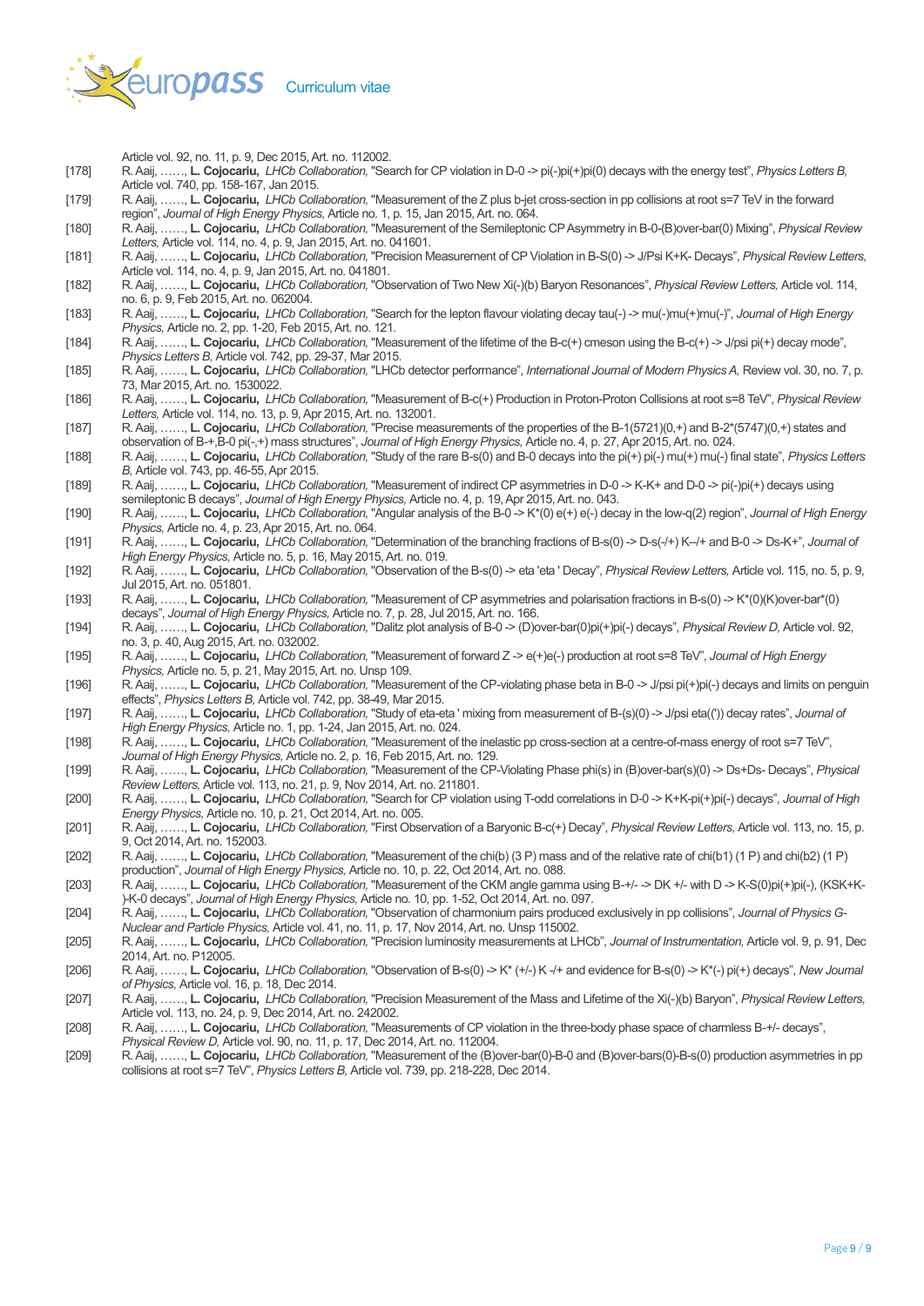Article vol. 92, no. 11, p. 9, Dec 2015, Art. no. 112002.

[178] R. Aaij, ……, **L. Cojocariu,** *LHCb Collaboration,* "Search for CP violation in D-0 -> pi(-)pi(+)pi(0) decays with the energy test", *Physics Letters B,* Article vol. 740, pp. 158-167, Jan 2015.

[179] R. Aaij, ……, **L. Cojocariu,** *LHCb Collaboration,* "Measurement of the Z plus b-jet cross-section in pp collisions at root s=7 TeV in the forward region", *Journal of High Energy Physics,* Article no. 1, p. 15, Jan 2015, Art. no. 064.

[180] R. Aaij, ……, **L. Cojocariu,** *LHCb Collaboration,* "Measurement of the Semileptonic CP Asymmetry in B-0-(B)over-bar(0) Mixing", *Physical Review Letters,* Article vol. 114, no. 4, p. 9, Jan 2015, Art. no. 041601.

[181] R. Aaij, ……, **L. Cojocariu,** *LHCb Collaboration,* "Precision Measurement of CP Violation in B-S(0) -> J/Psi K+K- Decays", *Physical Review Letters,* Article vol. 114, no. 4, p. 9, Jan 2015, Art. no. 041801.

[182] R. Aaij, ……, **L. Cojocariu,** *LHCb Collaboration,* "Observation of Two New Xi(-)(b) Baryon Resonances", *Physical Review Letters,* Article vol. 114, no. 6, p. 9, Feb 2015, Art. no. 062004.

[183] R. Aaij, ……, **L. Cojocariu,** *LHCb Collaboration,* "Search for the lepton flavour violating decay tau(-) -> mu(-)mu(+)mu(-)", *Journal of High Energy Physics,* Article no. 2, pp. 1-20, Feb 2015, Art. no. 121.

[184] R. Aaij, ……, **L. Cojocariu,** *LHCb Collaboration,* "Measurement of the lifetime of the B-c(+) cmeson using the B-c(+) -> J/psi pi(+) decay mode", *Physics Letters B,* Article vol. 742, pp. 29-37, Mar 2015.

[185] R. Aaij, ……, **L. Cojocariu,** *LHCb Collaboration,* "LHCb detector performance", *International Journal of Modern Physics A,* Review vol. 30, no. 7, p. 73, Mar 2015, Art. no. 1530022.

[186] R. Aaij, ……, **L. Cojocariu,** *LHCb Collaboration,* "Measurement of B-c(+) Production in Proton-Proton Collisions at root s=8 TeV", *Physical Review Letters,* Article vol. 114, no. 13, p. 9, Apr 2015, Art. no. 132001.

[187] R. Aaij, ……, **L. Cojocariu,** *LHCb Collaboration,* "Precise measurements of the properties of the B-1(5721)(0,+) and B-2*(5747)(0,+) states and observation of B-+,B-0 pi(-,+) mass structures", *Journal of High Energy Physics,* Article no. 4, p. 27, Apr 2015, Art. no. 024.

[188] R. Aaij, ……, **L. Cojocariu,** *LHCb Collaboration,* "Study of the rare B-s(0) and B-0 decays into the pi(+) pi(-) mu(+) mu(-) final state", *Physics Letters B,* Article vol. 743, pp. 46-55, Apr 2015.

[189] R. Aaij, ……, **L. Cojocariu,** *LHCb Collaboration,* "Measurement of indirect CP asymmetries in D-0 -> K-K+ and D-0 -> pi(-)pi(+) decays using semileptonic B decays", *Journal of High Energy Physics,* Article no. 4, p. 19, Apr 2015, Art. no. 043.

[190] R. Aaij, ……, **L. Cojocariu,** *LHCb Collaboration,* "Angular analysis of the B-0 -> K*(0) e(+) e(-) decay in the low-q(2) region", *Journal of High Energy Physics,* Article no. 4, p. 23, Apr 2015, Art. no. 064.

[191] R. Aaij, ……, **L. Cojocariu,** *LHCb Collaboration,* "Determination of the branching fractions of B-s(0) -> D-s(-/+) K--/+ and B-0 -> Ds-K+", *Journal of High Energy Physics,* Article no. 5, p. 16, May 2015, Art. no. 019.

[192] R. Aaij, ……, **L. Cojocariu,** *LHCb Collaboration,* "Observation of the B-s(0) -> eta 'eta ' Decay", *Physical Review Letters,* Article vol. 115, no. 5, p. 9, Jul 2015, Art. no. 051801.

[193] R. Aaij, ……, **L. Cojocariu,** *LHCb Collaboration,* "Measurement of CP asymmetries and polarisation fractions in B-s(0) -> K*(0)(K)over-bar*(0) decays", *Journal of High Energy Physics,* Article no. 7, p. 28, Jul 2015, Art. no. 166.

[194] R. Aaij, ……, **L. Cojocariu,** *LHCb Collaboration,* "Dalitz plot analysis of B-0 -> (D)over-bar(0)pi(+)pi(-) decays", *Physical Review D,* Article vol. 92, no. 3, p. 40, Aug 2015, Art. no. 032002.

[195] R. Aaij, ……, **L. Cojocariu,** *LHCb Collaboration,* "Measurement of forward Z -> e(+)e(-) production at root s=8 TeV", *Journal of High Energy Physics,* Article no. 5, p. 21, May 2015, Art. no. Unsp 109.

[196] R. Aaij, ……, **L. Cojocariu,** *LHCb Collaboration,* "Measurement of the CP-violating phase beta in B-0 -> J/psi pi(+)pi(-) decays and limits on penguin effects", *Physics Letters B,* Article vol. 742, pp. 38-49, Mar 2015.

[197] R. Aaij, ……, **L. Cojocariu,** *LHCb Collaboration,* "Study of eta-eta ' mixing from measurement of B-(s)(0) -> J/psi eta((')) decay rates", *Journal of High Energy Physics,* Article no. 1, pp. 1-24, Jan 2015, Art. no. 024.

[198] R. Aaij, ……, **L. Cojocariu,** *LHCb Collaboration,* "Measurement of the inelastic pp cross-section at a centre-of-mass energy of root s=7 TeV", *Journal of High Energy Physics,* Article no. 2, p. 16, Feb 2015, Art. no. 129.

[199] R. Aaij, ……, **L. Cojocariu,** *LHCb Collaboration,* "Measurement of the CP-Violating Phase phi(s) in (B)over-bar(s)(0) -> Ds+Ds- Decays", *Physical Review Letters,* Article vol. 113, no. 21, p. 9, Nov 2014, Art. no. 211801.

[200] R. Aaij, ……, **L. Cojocariu,** *LHCb Collaboration,* "Search for CP violation using T-odd correlations in D-0 -> K+K-pi(+)pi(-) decays", *Journal of High Energy Physics,* Article no. 10, p. 21, Oct 2014, Art. no. 005.

[201] R. Aaij, ……, **L. Cojocariu,** *LHCb Collaboration,* "First Observation of a Baryonic B-c(+) Decay", *Physical Review Letters,* Article vol. 113, no. 15, p. 9, Oct 2014, Art. no. 152003.

[202] R. Aaij, ……, **L. Cojocariu,** *LHCb Collaboration,* "Measurement of the chi(b) (3 P) mass and of the relative rate of chi(b1) (1 P) and chi(b2) (1 P) production", *Journal of High Energy Physics,* Article no. 10, p. 22, Oct 2014, Art. no. 088.

[203] R. Aaij, ……, **L. Cojocariu,** *LHCb Collaboration,* "Measurement of the CKM angle gamma using B-+/- -> DK +/- with D -> K-S(0)pi(+)pi(-), (KSK+K-)-K-0 decays", *Journal of High Energy Physics,* Article no. 10, pp. 1-52, Oct 2014, Art. no. 097.

[204] R. Aaij, ……, **L. Cojocariu,** *LHCb Collaboration,* "Observation of charmonium pairs produced exclusively in pp collisions", *Journal of Physics G-Nuclear and Particle Physics,* Article vol. 41, no. 11, p. 17, Nov 2014, Art. no. Unsp 115002.

[205] R. Aaij, ……, **L. Cojocariu,** *LHCb Collaboration,* "Precision luminosity measurements at LHCb", *Journal of Instrumentation,* Article vol. 9, p. 91, Dec 2014, Art. no. P12005.

[206] R. Aaij, ……, **L. Cojocariu,** *LHCb Collaboration,* "Observation of B-s(0) -> K* (+/-) K -/+ and evidence for B-s(0) -> K*(-) pi(+) decays", *New Journal of Physics,* Article vol. 16, p. 18, Dec 2014.

[207] R. Aaij, ……, **L. Cojocariu,** *LHCb Collaboration,* "Precision Measurement of the Mass and Lifetime of the Xi(-)(b) Baryon", *Physical Review Letters,* Article vol. 113, no. 24, p. 9, Dec 2014, Art. no. 242002.

[208] R. Aaij, ……, **L. Cojocariu,** *LHCb Collaboration,* "Measurements of CP violation in the three-body phase space of charmless B-+/- decays", *Physical Review D,* Article vol. 90, no. 11, p. 17, Dec 2014, Art. no. 112004.

[209] R. Aaij, ……, **L. Cojocariu,** *LHCb Collaboration,* "Measurement of the (B)over-bar(0)-B-0 and (B)over-bars(0)-B-s(0) production asymmetries in pp collisions at root s=7 TeV", *Physics Letters B,* Article vol. 739, pp. 218-228, Dec 2014.